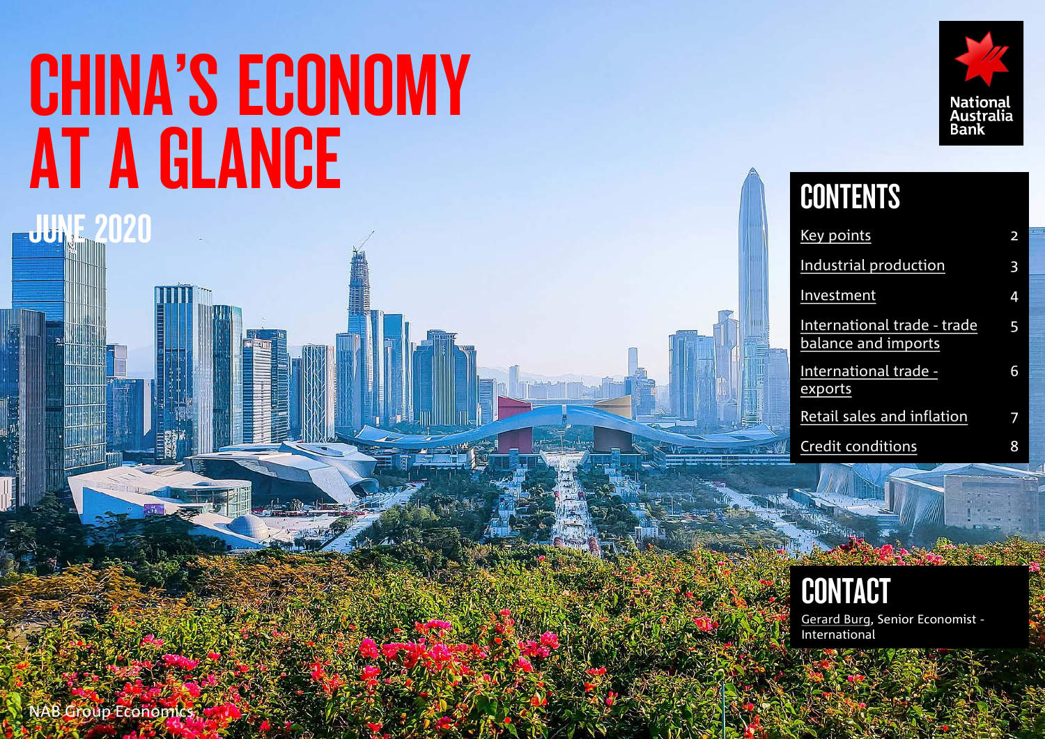# CHINA'S ECONOMY AT A GLANCE

## JUNE 2020

National Australia Bank

## CONTENTS

| | |
|---|---|
| Key points | 2 |
| Industrial production | 3 |
| Investment | 4 |
| International trade - trade balance and imports | 5 |
| International trade - exports | 6 |
| Retail sales and inflation | 7 |
| Credit conditions | 8 |

## CONTACT

Gerard Burg, Senior Economist - International

NAB Group Economics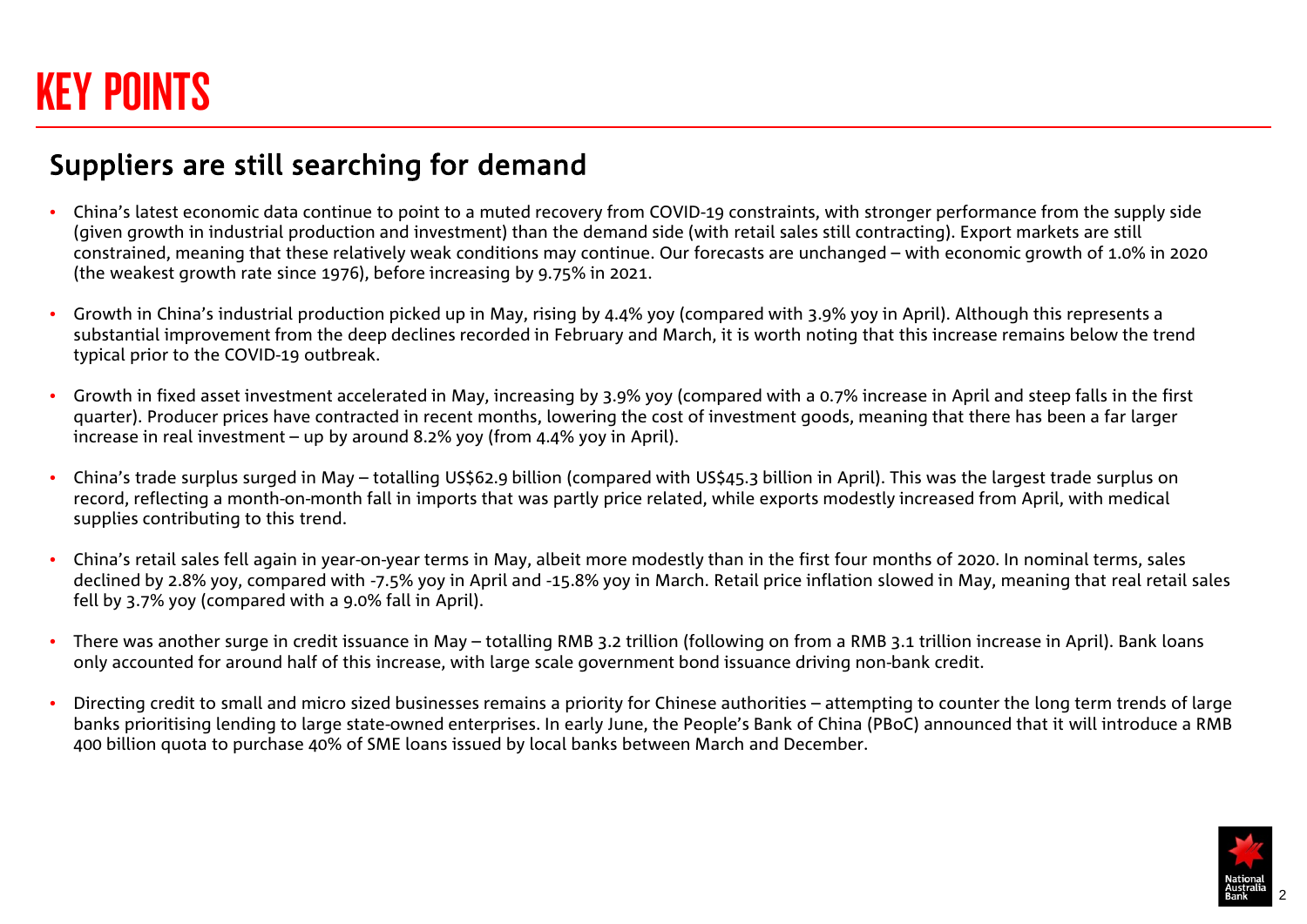# KEY POINTS

## Suppliers are still searching for demand

- China's latest economic data continue to point to a muted recovery from COVID-19 constraints, with stronger performance from the supply side (given growth in industrial production and investment) than the demand side (with retail sales still contracting). Export markets are still constrained, meaning that these relatively weak conditions may continue. Our forecasts are unchanged – with economic growth of 1.0% in 2020 (the weakest growth rate since 1976), before increasing by 9.75% in 2021.
- Growth in China's industrial production picked up in May, rising by 4.4% yoy (compared with 3.9% yoy in April). Although this represents a substantial improvement from the deep declines recorded in February and March, it is worth noting that this increase remains below the trend typical prior to the COVID-19 outbreak.
- Growth in fixed asset investment accelerated in May, increasing by 3.9% yoy (compared with a 0.7% increase in April and steep falls in the first quarter). Producer prices have contracted in recent months, lowering the cost of investment goods, meaning that there has been a far larger increase in real investment – up by around 8.2% yoy (from 4.4% yoy in April).
- China's trade surplus surged in May – totalling US$62.9 billion (compared with US$45.3 billion in April). This was the largest trade surplus on record, reflecting a month-on-month fall in imports that was partly price related, while exports modestly increased from April, with medical supplies contributing to this trend.
- China's retail sales fell again in year-on-year terms in May, albeit more modestly than in the first four months of 2020. In nominal terms, sales declined by 2.8% yoy, compared with -7.5% yoy in April and -15.8% yoy in March. Retail price inflation slowed in May, meaning that real retail sales fell by 3.7% yoy (compared with a 9.0% fall in April).
- There was another surge in credit issuance in May – totalling RMB 3.2 trillion (following on from a RMB 3.1 trillion increase in April). Bank loans only accounted for around half of this increase, with large scale government bond issuance driving non-bank credit.
- Directing credit to small and micro sized businesses remains a priority for Chinese authorities – attempting to counter the long term trends of large banks prioritising lending to large state-owned enterprises. In early June, the People's Bank of China (PBoC) announced that it will introduce a RMB 400 billion quota to purchase 40% of SME loans issued by local banks between March and December.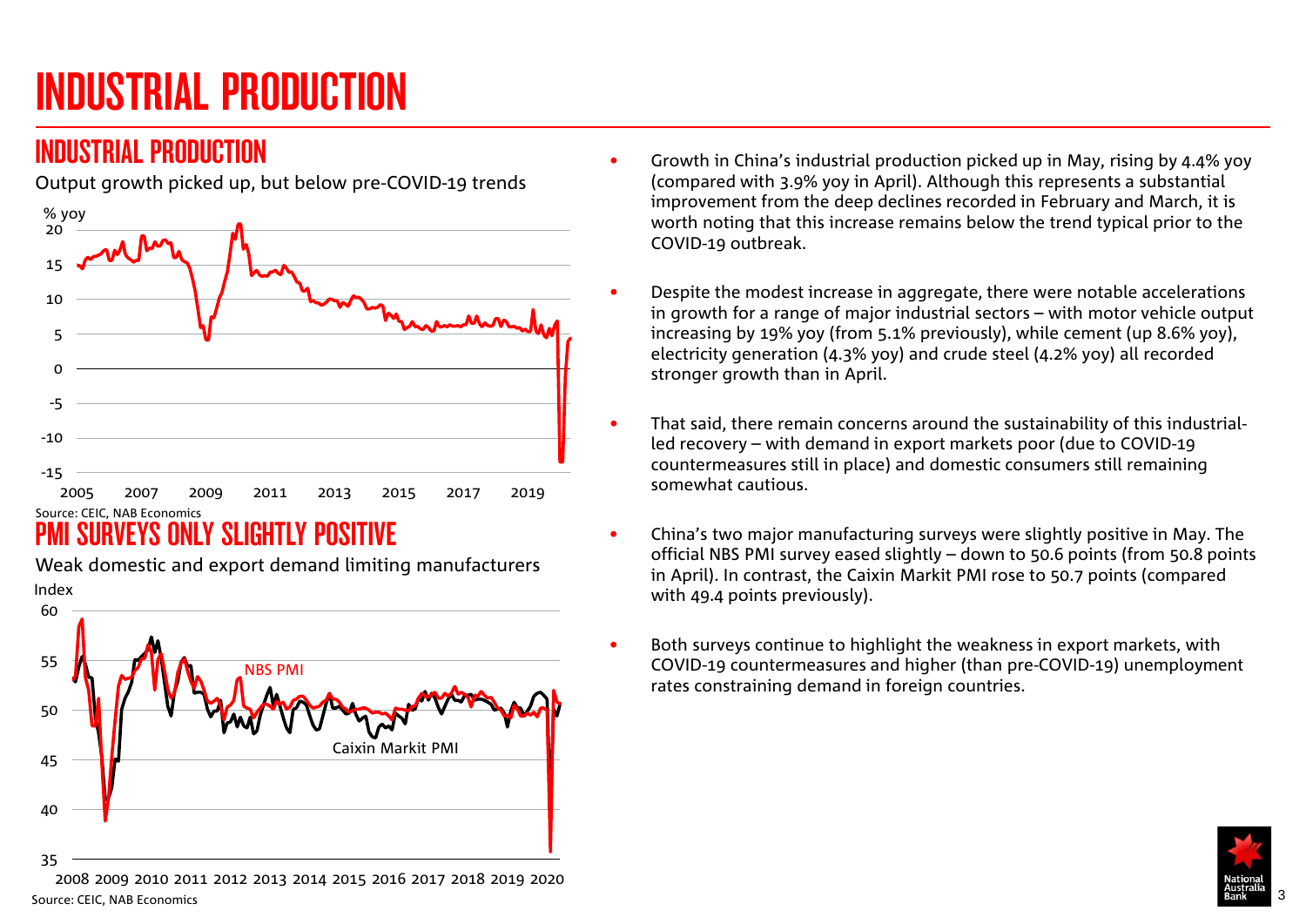# INDUSTRIAL PRODUCTION

## INDUSTRIAL PRODUCTION

Output growth picked up, but below pre-COVID-19 trends

Source: CEIC, NAB Economics

## PMI SURVEYS ONLY SLIGHTLY POSITIVE

Weak domestic and export demand limiting manufacturers

Source: CEIC, NAB Economics

- Growth in China's industrial production picked up in May, rising by 4.4% yoy (compared with 3.9% yoy in April). Although this represents a substantial improvement from the deep declines recorded in February and March, it is worth noting that this increase remains below the trend typical prior to the COVID-19 outbreak.
- Despite the modest increase in aggregate, there were notable accelerations in growth for a range of major industrial sectors – with motor vehicle output increasing by 19% yoy (from 5.1% previously), while cement (up 8.6% yoy), electricity generation (4.3% yoy) and crude steel (4.2% yoy) all recorded stronger growth than in April.
- That said, there remain concerns around the sustainability of this industrial-led recovery – with demand in export markets poor (due to COVID-19 countermeasures still in place) and domestic consumers still remaining somewhat cautious.
- China's two major manufacturing surveys were slightly positive in May. The official NBS PMI survey eased slightly – down to 50.6 points (from 50.8 points in April). In contrast, the Caixin Markit PMI rose to 50.7 points (compared with 49.4 points previously).
- Both surveys continue to highlight the weakness in export markets, with COVID-19 countermeasures and higher (than pre-COVID-19) unemployment rates constraining demand in foreign countries.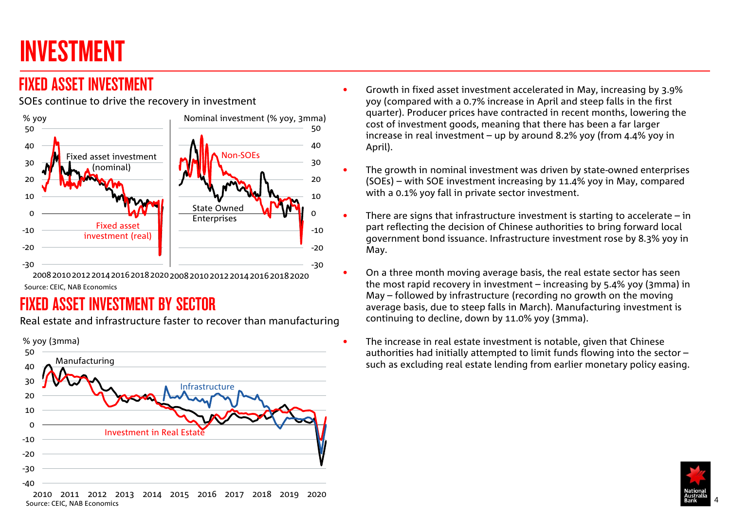# INVESTMENT

## FIXED ASSET INVESTMENT

SOEs continue to drive the recovery in investment

Source: CEIC, NAB Economics

## FIXED ASSET INVESTMENT BY SECTOR

Real estate and infrastructure faster to recover than manufacturing

Source: CEIC, NAB Economics

- Growth in fixed asset investment accelerated in May, increasing by 3.9% yoy (compared with a 0.7% increase in April and steep falls in the first quarter). Producer prices have contracted in recent months, lowering the cost of investment goods, meaning that there has been a far larger increase in real investment – up by around 8.2% yoy (from 4.4% yoy in April).
- The growth in nominal investment was driven by state-owned enterprises (SOEs) – with SOE investment increasing by 11.4% yoy in May, compared with a 0.1% yoy fall in private sector investment.
- There are signs that infrastructure investment is starting to accelerate – in part reflecting the decision of Chinese authorities to bring forward local government bond issuance. Infrastructure investment rose by 8.3% yoy in May.
- On a three month moving average basis, the real estate sector has seen the most rapid recovery in investment – increasing by 5.4% yoy (3mma) in May – followed by infrastructure (recording no growth on the moving average basis, due to steep falls in March). Manufacturing investment is continuing to decline, down by 11.0% yoy (3mma).
- The increase in real estate investment is notable, given that Chinese authorities had initially attempted to limit funds flowing into the sector – such as excluding real estate lending from earlier monetary policy easing.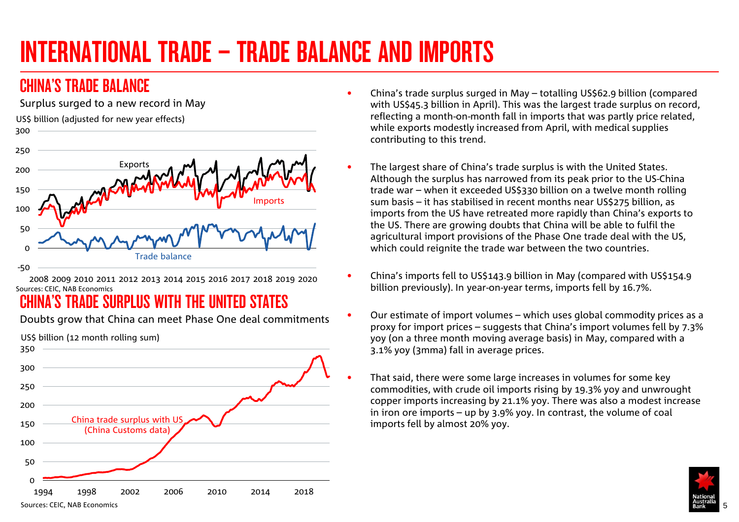# INTERNATIONAL TRADE – TRADE BALANCE AND IMPORTS

## CHINA'S TRADE BALANCE

Surplus surged to a new record in May

US$ billion (adjusted for new year effects)

Sources: CEIC, NAB Economics

## CHINA'S TRADE SURPLUS WITH THE UNITED STATES

Doubts grow that China can meet Phase One deal commitments

US$ billion (12 month rolling sum)

Sources: CEIC, NAB Economics

- China's trade surplus surged in May – totalling US$62.9 billion (compared with US$45.3 billion in April). This was the largest trade surplus on record, reflecting a month-on-month fall in imports that was partly price related, while exports modestly increased from April, with medical supplies contributing to this trend.
- The largest share of China's trade surplus is with the United States. Although the surplus has narrowed from its peak prior to the US-China trade war – when it exceeded US$330 billion on a twelve month rolling sum basis – it has stabilised in recent months near US$275 billion, as imports from the US have retreated more rapidly than China's exports to the US. There are growing doubts that China will be able to fulfil the agricultural import provisions of the Phase One trade deal with the US, which could reignite the trade war between the two countries.
- China's imports fell to US$143.9 billion in May (compared with US$154.9 billion previously). In year-on-year terms, imports fell by 16.7%.
- Our estimate of import volumes – which uses global commodity prices as a proxy for import prices – suggests that China's import volumes fell by 7.3% yoy (on a three month moving average basis) in May, compared with a 3.1% yoy (3mma) fall in average prices.
- That said, there were some large increases in volumes for some key commodities, with crude oil imports rising by 19.3% yoy and unwrought copper imports increasing by 21.1% yoy. There was also a modest increase in iron ore imports – up by 3.9% yoy. In contrast, the volume of coal imports fell by almost 20% yoy.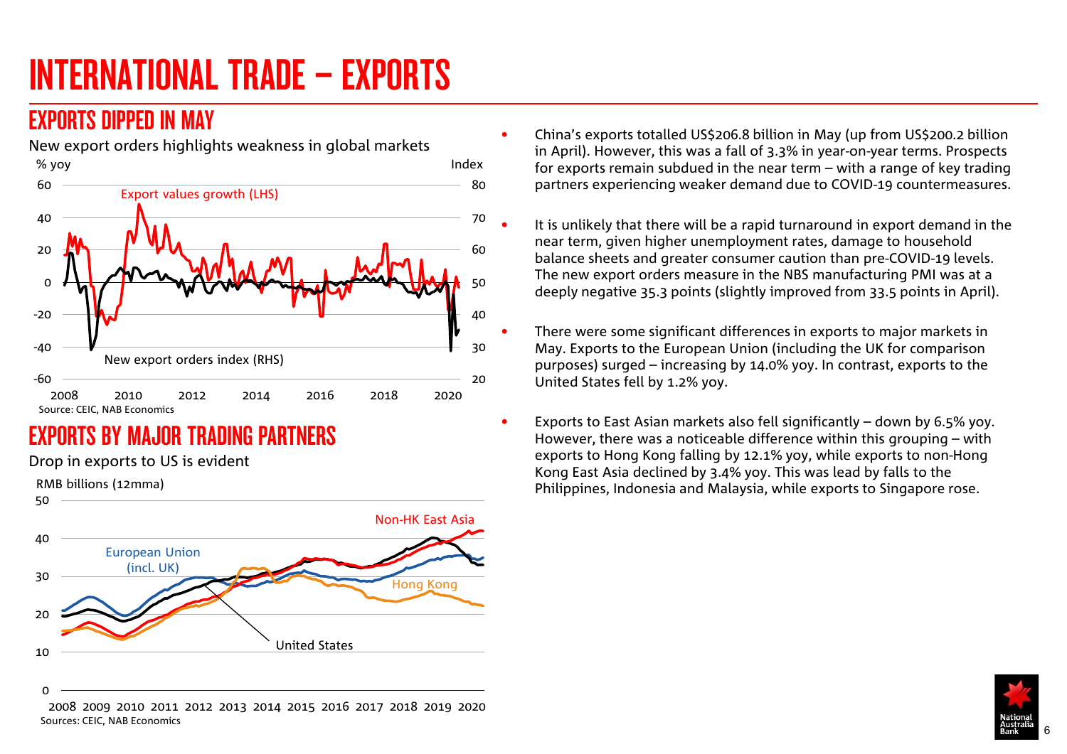# INTERNATIONAL TRADE – EXPORTS

## EXPORTS DIPPED IN MAY

New export orders highlights weakness in global markets

Source: CEIC, NAB Economics

## EXPORTS BY MAJOR TRADING PARTNERS

Drop in exports to US is evident

Sources: CEIC, NAB Economics

- China's exports totalled US$206.8 billion in May (up from US$200.2 billion in April). However, this was a fall of 3.3% in year-on-year terms. Prospects for exports remain subdued in the near term – with a range of key trading partners experiencing weaker demand due to COVID-19 countermeasures.
- It is unlikely that there will be a rapid turnaround in export demand in the near term, given higher unemployment rates, damage to household balance sheets and greater consumer caution than pre-COVID-19 levels. The new export orders measure in the NBS manufacturing PMI was at a deeply negative 35.3 points (slightly improved from 33.5 points in April).
- There were some significant differences in exports to major markets in May. Exports to the European Union (including the UK for comparison purposes) surged – increasing by 14.0% yoy. In contrast, exports to the United States fell by 1.2% yoy.
- Exports to East Asian markets also fell significantly – down by 6.5% yoy. However, there was a noticeable difference within this grouping – with exports to Hong Kong falling by 12.1% yoy, while exports to non-Hong Kong East Asia declined by 3.4% yoy. This was lead by falls to the Philippines, Indonesia and Malaysia, while exports to Singapore rose.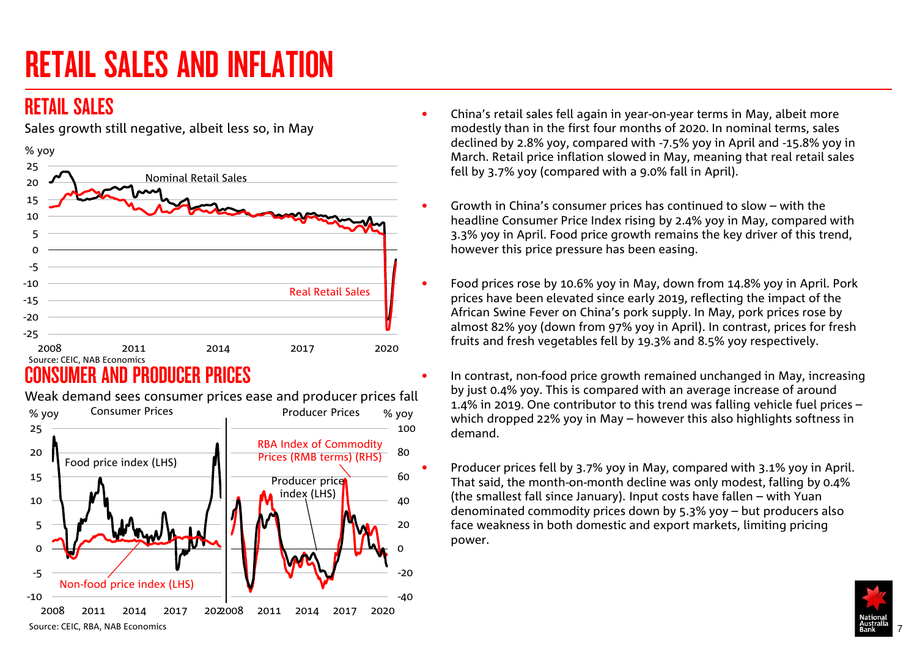# RETAIL SALES AND INFLATION

## RETAIL SALES

Sales growth still negative, albeit less so, in May

Source: CEIC, NAB Economics

## CONSUMER AND PRODUCER PRICES

Weak demand sees consumer prices ease and producer prices fall

Source: CEIC, RBA, NAB Economics

- China's retail sales fell again in year-on-year terms in May, albeit more modestly than in the first four months of 2020. In nominal terms, sales declined by 2.8% yoy, compared with -7.5% yoy in April and -15.8% yoy in March. Retail price inflation slowed in May, meaning that real retail sales fell by 3.7% yoy (compared with a 9.0% fall in April).

- Growth in China's consumer prices has continued to slow – with the headline Consumer Price Index rising by 2.4% yoy in May, compared with 3.3% yoy in April. Food price growth remains the key driver of this trend, however this price pressure has been easing.

- Food prices rose by 10.6% yoy in May, down from 14.8% yoy in April. Pork prices have been elevated since early 2019, reflecting the impact of the African Swine Fever on China's pork supply. In May, pork prices rose by almost 82% yoy (down from 97% yoy in April). In contrast, prices for fresh fruits and fresh vegetables fell by 19.3% and 8.5% yoy respectively.

- In contrast, non-food price growth remained unchanged in May, increasing by just 0.4% yoy. This is compared with an average increase of around 1.4% in 2019. One contributor to this trend was falling vehicle fuel prices – which dropped 22% yoy in May – however this also highlights softness in demand.

- Producer prices fell by 3.7% yoy in May, compared with 3.1% yoy in April. That said, the month-on-month decline was only modest, falling by 0.4% (the smallest fall since January). Input costs have fallen – with Yuan denominated commodity prices down by 5.3% yoy – but producers also face weakness in both domestic and export markets, limiting pricing power.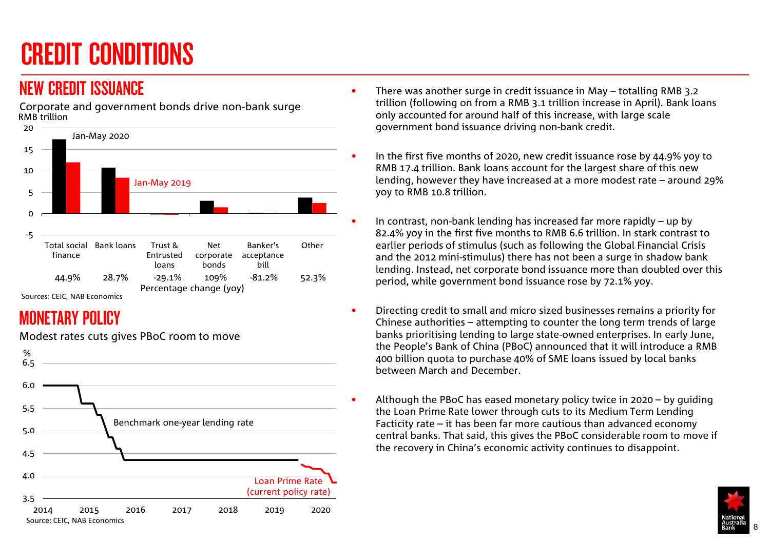# CREDIT CONDITIONS

## NEW CREDIT ISSUANCE

Corporate and government bonds drive non-bank surge

RMB trillion

| | Total social finance | Bank loans | Trust & Entrusted loans | Net corporate bonds | Banker's acceptance bill | Other |
|---|---|---|---|---|---|---|
| Percentage change (yoy) | 44.9% | 28.7% | -29.1% | 109% | -81.2% | 52.3% |

Jan-May 2020; Jan-May 2019

Sources: CEIC, NAB Economics

## MONETARY POLICY

Modest rates cuts gives PBoC room to move

%

Benchmark one-year lending rate

Loan Prime Rate (current policy rate)

Source: CEIC, NAB Economics

- There was another surge in credit issuance in May – totalling RMB 3.2 trillion (following on from a RMB 3.1 trillion increase in April). Bank loans only accounted for around half of this increase, with large scale government bond issuance driving non-bank credit.
- In the first five months of 2020, new credit issuance rose by 44.9% yoy to RMB 17.4 trillion. Bank loans account for the largest share of this new lending, however they have increased at a more modest rate – around 29% yoy to RMB 10.8 trillion.
- In contrast, non-bank lending has increased far more rapidly – up by 82.4% yoy in the first five months to RMB 6.6 trillion. In stark contrast to earlier periods of stimulus (such as following the Global Financial Crisis and the 2012 mini-stimulus) there has not been a surge in shadow bank lending. Instead, net corporate bond issuance more than doubled over this period, while government bond issuance rose by 72.1% yoy.
- Directing credit to small and micro sized businesses remains a priority for Chinese authorities – attempting to counter the long term trends of large banks prioritising lending to large state-owned enterprises. In early June, the People's Bank of China (PBoC) announced that it will introduce a RMB 400 billion quota to purchase 40% of SME loans issued by local banks between March and December.
- Although the PBoC has eased monetary policy twice in 2020 – by guiding the Loan Prime Rate lower through cuts to its Medium Term Lending Facticity rate – it has been far more cautious than advanced economy central banks. That said, this gives the PBoC considerable room to move if the recovery in China's economic activity continues to disappoint.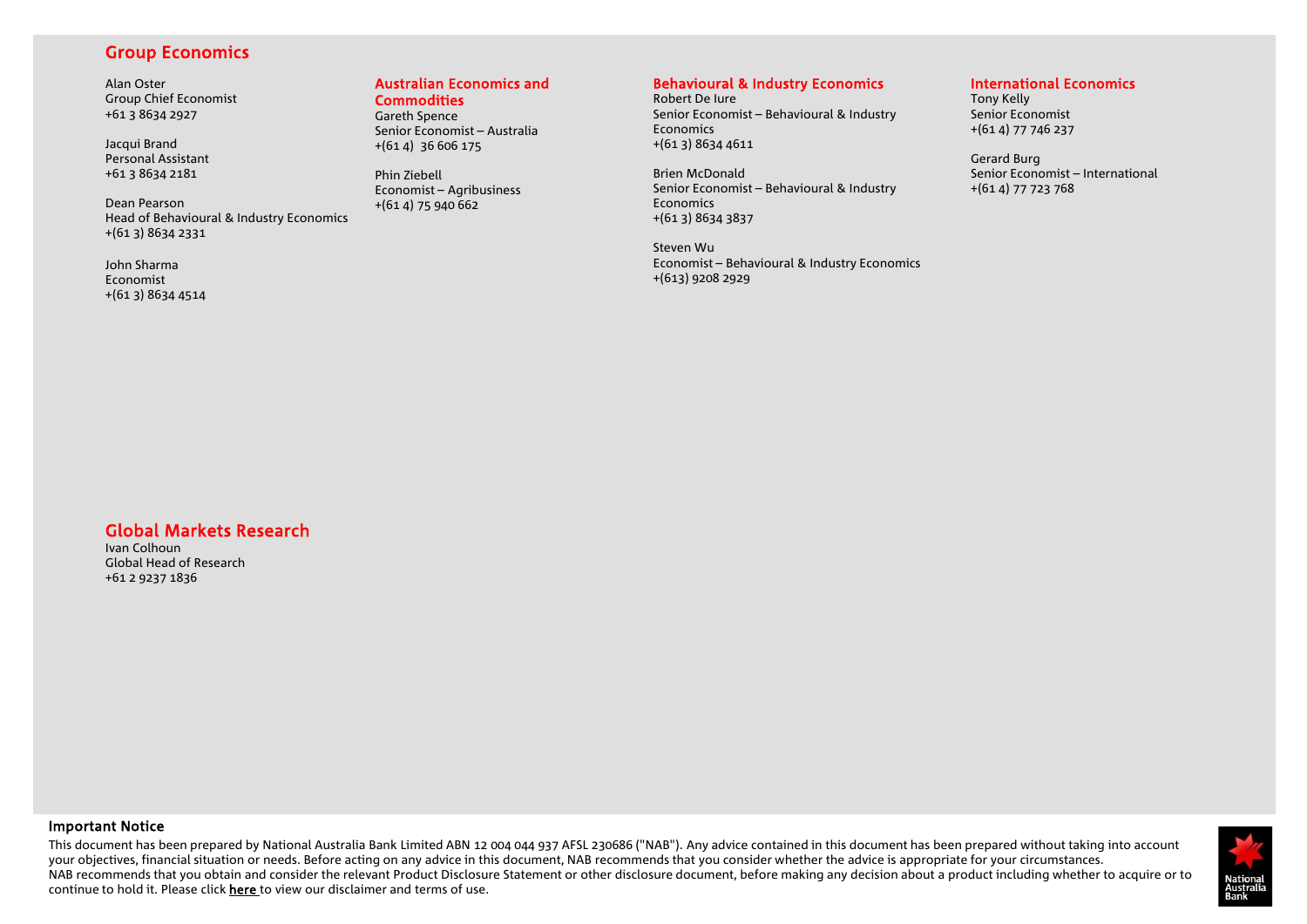## Group Economics

Alan Oster
Group Chief Economist
+61 3 8634 2927

Jacqui Brand
Personal Assistant
+61 3 8634 2181

Dean Pearson
Head of Behavioural & Industry Economics
+(61 3) 8634 2331

John Sharma
Economist
+(61 3) 8634 4514

### Australian Economics and Commodities

Gareth Spence
Senior Economist – Australia
+(61 4) 36 606 175

Phin Ziebell
Economist – Agribusiness
+(61 4) 75 940 662

### Behavioural & Industry Economics

Robert De Iure
Senior Economist – Behavioural & Industry Economics
+(61 3) 8634 4611

Brien McDonald
Senior Economist – Behavioural & Industry Economics
+(61 3) 8634 3837

Steven Wu
Economist – Behavioural & Industry Economics
+(613) 9208 2929

### International Economics

Tony Kelly
Senior Economist
+(61 4) 77 746 237

Gerard Burg
Senior Economist – International
+(61 4) 77 723 768

## Global Markets Research

Ivan Colhoun
Global Head of Research
+61 2 9237 1836

**Important Notice**

This document has been prepared by National Australia Bank Limited ABN 12 004 044 937 AFSL 230686 ("NAB"). Any advice contained in this document has been prepared without taking into account your objectives, financial situation or needs. Before acting on any advice in this document, NAB recommends that you consider whether the advice is appropriate for your circumstances. NAB recommends that you obtain and consider the relevant Product Disclosure Statement or other disclosure document, before making any decision about a product including whether to acquire or to continue to hold it. Please click **here** to view our disclaimer and terms of use.